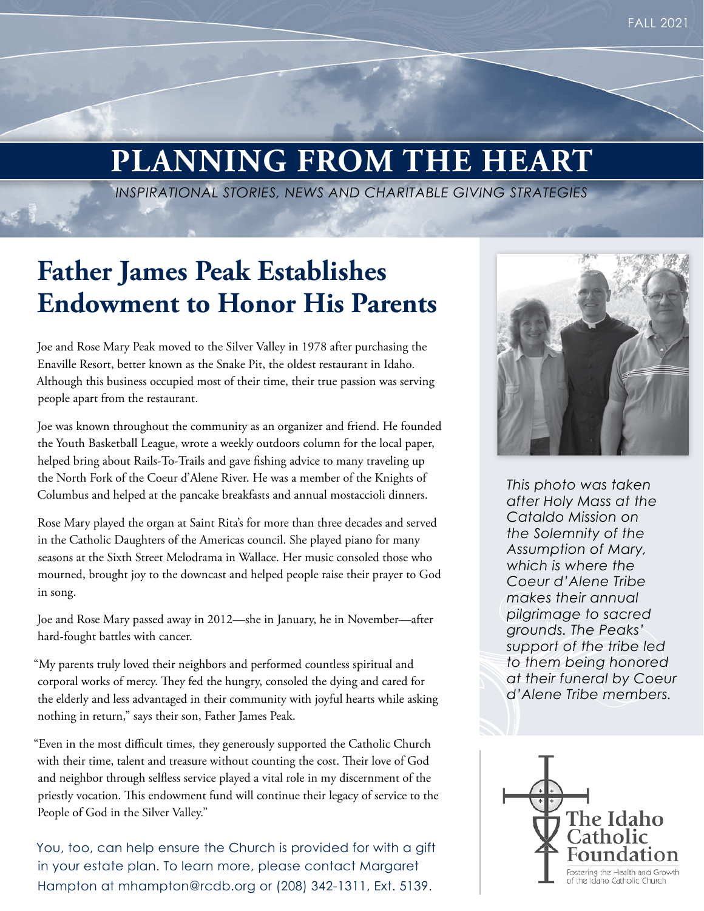FALL 2021

# PLANNING FROM THE HEART

*INSPIRATIONAL STORIES, NEWS AND CHARITABLE GIVING STRATEGIES*

## Father James Peak Establishes Endowment to Honor His Parents

Joe and Rose Mary Peak moved to the Silver Valley in 1978 after purchasing the Enaville Resort, better known as the Snake Pit, the oldest restaurant in Idaho. Although this business occupied most of their time, their true passion was serving people apart from the restaurant.

Joe was known throughout the community as an organizer and friend. He founded the Youth Basketball League, wrote a weekly outdoors column for the local paper, helped bring about Rails-To-Trails and gave fishing advice to many traveling up the North Fork of the Coeur d'Alene River. He was a member of the Knights of Columbus and helped at the pancake breakfasts and annual mostaccioli dinners.

Rose Mary played the organ at Saint Rita's for more than three decades and served in the Catholic Daughters of the Americas council. She played piano for many seasons at the Sixth Street Melodrama in Wallace. Her music consoled those who mourned, brought joy to the downcast and helped people raise their prayer to God in song.

Joe and Rose Mary passed away in 2012—she in January, he in November—after hard-fought battles with cancer.

"My parents truly loved their neighbors and performed countless spiritual and corporal works of mercy. They fed the hungry, consoled the dying and cared for the elderly and less advantaged in their community with joyful hearts while asking nothing in return," says their son, Father James Peak.

"Even in the most difficult times, they generously supported the Catholic Church with their time, talent and treasure without counting the cost. Their love of God and neighbor through selfless service played a vital role in my discernment of the priestly vocation. This endowment fund will continue their legacy of service to the People of God in the Silver Valley."

You, too, can help ensure the Church is provided for with a gift in your estate plan. To learn more, please contact Margaret Hampton at mhampton@rcdb.org or (208) 342-1311, Ext. 5139.

*This photo was taken after Holy Mass at the Cataldo Mission on the Solemnity of the Assumption of Mary, which is where the Coeur d'Alene Tribe makes their annual pilgrimage to sacred grounds. The Peaks' support of the tribe led to them being honored at their funeral by Coeur d'Alene Tribe members.*

The Idaho Catholic Foundation

Fostering the Health and Growth of the Idaho Catholic Church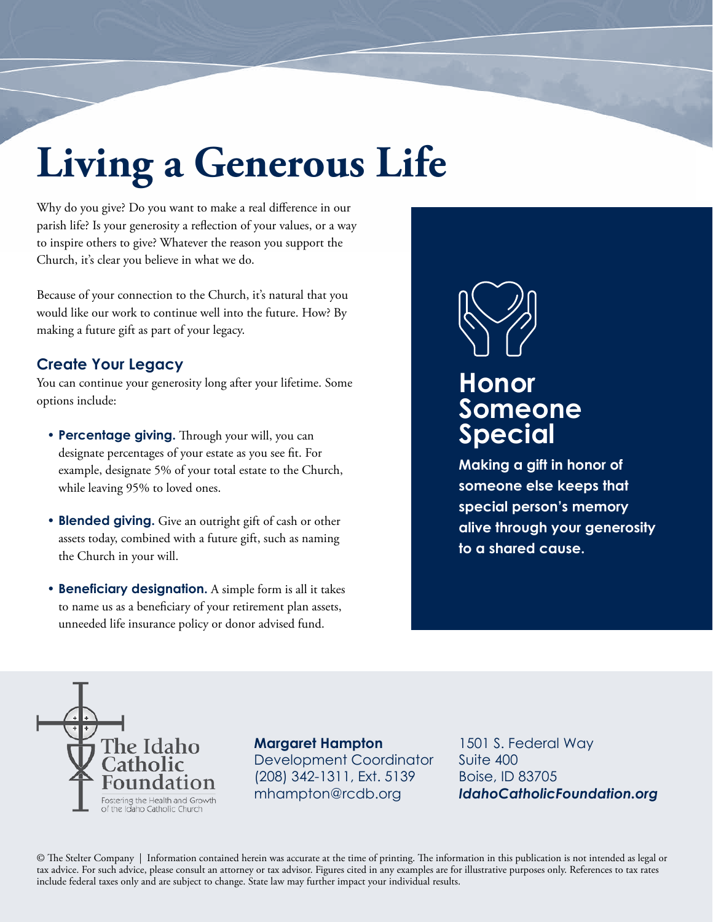# Living a Generous Life

Why do you give? Do you want to make a real difference in our parish life? Is your generosity a reflection of your values, or a way to inspire others to give? Whatever the reason you support the Church, it's clear you believe in what we do.

Because of your connection to the Church, it's natural that you would like our work to continue well into the future. How? By making a future gift as part of your legacy.

## Create Your Legacy

You can continue your generosity long after your lifetime. Some options include:

- **Percentage giving.** Through your will, you can designate percentages of your estate as you see fit. For example, designate 5% of your total estate to the Church, while leaving 95% to loved ones.
- **Blended giving.** Give an outright gift of cash or other assets today, combined with a future gift, such as naming the Church in your will.
- **Beneficiary designation.** A simple form is all it takes to name us as a beneficiary of your retirement plan assets, unneeded life insurance policy or donor advised fund.

## Honor Someone Special

**Making a gift in honor of someone else keeps that special person's memory alive through your generosity to a shared cause.**

The Idaho Catholic Foundation
Fostering the Health and Growth of the Idaho Catholic Church

**Margaret Hampton**
Development Coordinator
(208) 342-1311, Ext. 5139
mhampton@rcdb.org

1501 S. Federal Way
Suite 400
Boise, ID 83705
***IdahoCatholicFoundation.org***

© The Stelter Company | Information contained herein was accurate at the time of printing. The information in this publication is not intended as legal or tax advice. For such advice, please consult an attorney or tax advisor. Figures cited in any examples are for illustrative purposes only. References to tax rates include federal taxes only and are subject to change. State law may further impact your individual results.